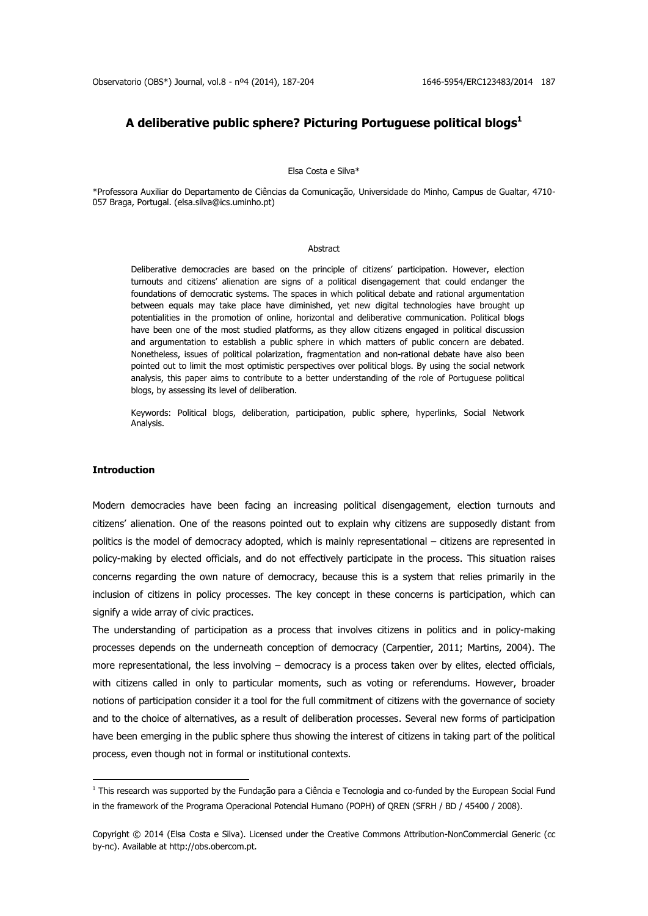# A deliberative public sphere? Picturing Portuguese political blogs[1]

Elsa Costa e Silva*

*Professora Auxiliar do Departamento de Ciências da Comunicação, Universidade do Minho, Campus de Gualtar, 4710-057 Braga, Portugal. (elsa.silva@ics.uminho.pt)

## Abstract

Deliberative democracies are based on the principle of citizens' participation. However, election turnouts and citizens' alienation are signs of a political disengagement that could endanger the foundations of democratic systems. The spaces in which political debate and rational argumentation between equals may take place have diminished, yet new digital technologies have brought up potentialities in the promotion of online, horizontal and deliberative communication. Political blogs have been one of the most studied platforms, as they allow citizens engaged in political discussion and argumentation to establish a public sphere in which matters of public concern are debated. Nonetheless, issues of political polarization, fragmentation and non-rational debate have also been pointed out to limit the most optimistic perspectives over political blogs. By using the social network analysis, this paper aims to contribute to a better understanding of the role of Portuguese political blogs, by assessing its level of deliberation.

Keywords: Political blogs, deliberation, participation, public sphere, hyperlinks, Social Network Analysis.

## Introduction

Modern democracies have been facing an increasing political disengagement, election turnouts and citizens' alienation. One of the reasons pointed out to explain why citizens are supposedly distant from politics is the model of democracy adopted, which is mainly representational – citizens are represented in policy-making by elected officials, and do not effectively participate in the process. This situation raises concerns regarding the own nature of democracy, because this is a system that relies primarily in the inclusion of citizens in policy processes. The key concept in these concerns is participation, which can signify a wide array of civic practices.

The understanding of participation as a process that involves citizens in politics and in policy-making processes depends on the underneath conception of democracy (Carpentier, 2011; Martins, 2004). The more representational, the less involving – democracy is a process taken over by elites, elected officials, with citizens called in only to particular moments, such as voting or referendums. However, broader notions of participation consider it a tool for the full commitment of citizens with the governance of society and to the choice of alternatives, as a result of deliberation processes. Several new forms of participation have been emerging in the public sphere thus showing the interest of citizens in taking part of the political process, even though not in formal or institutional contexts.

---

[1] This research was supported by the Fundação para a Ciência e Tecnologia and co-funded by the European Social Fund in the framework of the Programa Operacional Potencial Humano (POPH) of QREN (SFRH / BD / 45400 / 2008).

Copyright © 2014 (Elsa Costa e Silva). Licensed under the Creative Commons Attribution-NonCommercial Generic (cc by-nc). Available at http://obs.obercom.pt.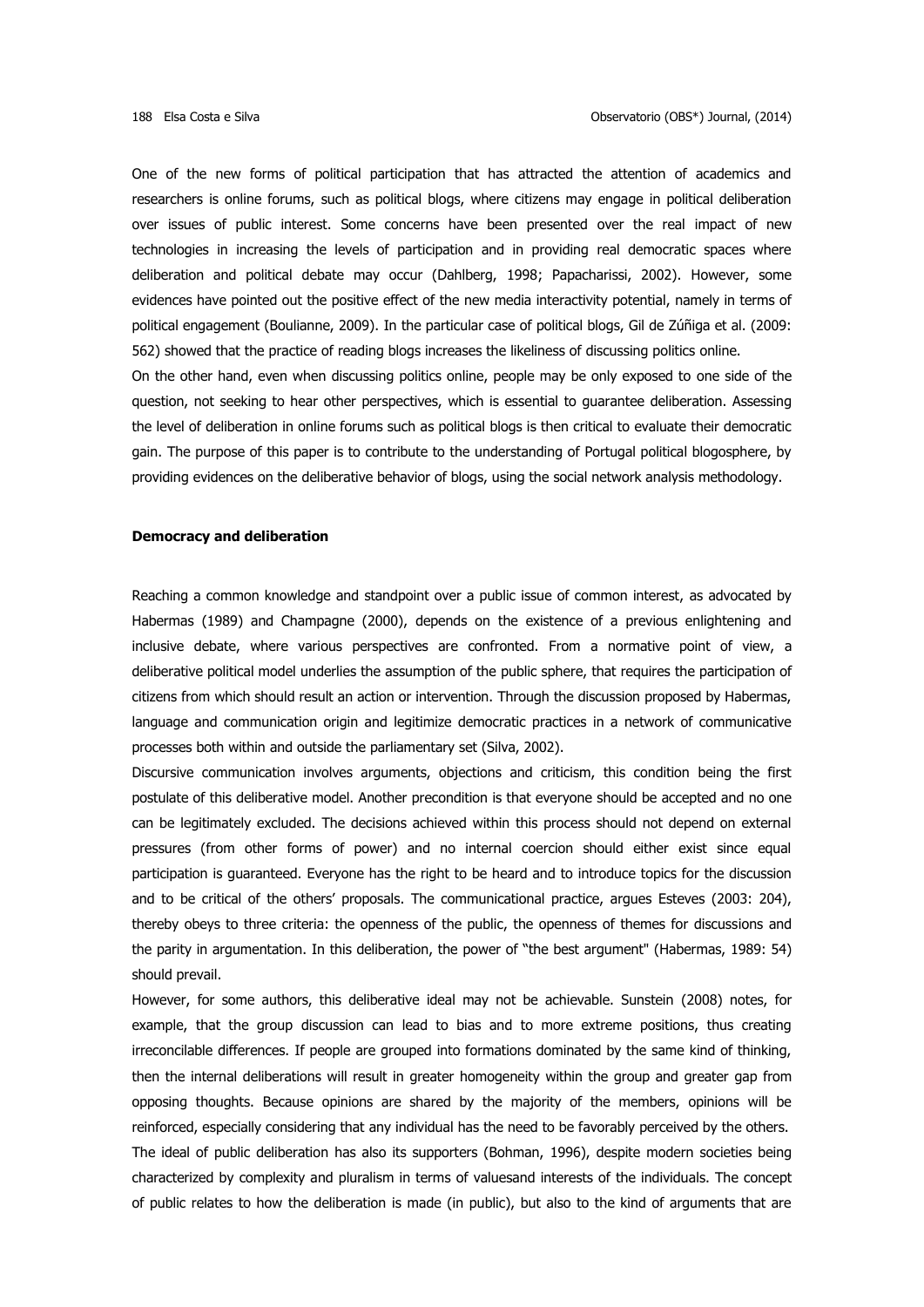One of the new forms of political participation that has attracted the attention of academics and researchers is online forums, such as political blogs, where citizens may engage in political deliberation over issues of public interest. Some concerns have been presented over the real impact of new technologies in increasing the levels of participation and in providing real democratic spaces where deliberation and political debate may occur (Dahlberg, 1998; Papacharissi, 2002). However, some evidences have pointed out the positive effect of the new media interactivity potential, namely in terms of political engagement (Boulianne, 2009). In the particular case of political blogs, Gil de Zúñiga et al. (2009: 562) showed that the practice of reading blogs increases the likeliness of discussing politics online.

On the other hand, even when discussing politics online, people may be only exposed to one side of the question, not seeking to hear other perspectives, which is essential to guarantee deliberation. Assessing the level of deliberation in online forums such as political blogs is then critical to evaluate their democratic gain. The purpose of this paper is to contribute to the understanding of Portugal political blogosphere, by providing evidences on the deliberative behavior of blogs, using the social network analysis methodology.

## Democracy and deliberation

Reaching a common knowledge and standpoint over a public issue of common interest, as advocated by Habermas (1989) and Champagne (2000), depends on the existence of a previous enlightening and inclusive debate, where various perspectives are confronted. From a normative point of view, a deliberative political model underlies the assumption of the public sphere, that requires the participation of citizens from which should result an action or intervention. Through the discussion proposed by Habermas, language and communication origin and legitimize democratic practices in a network of communicative processes both within and outside the parliamentary set (Silva, 2002).

Discursive communication involves arguments, objections and criticism, this condition being the first postulate of this deliberative model. Another precondition is that everyone should be accepted and no one can be legitimately excluded. The decisions achieved within this process should not depend on external pressures (from other forms of power) and no internal coercion should either exist since equal participation is guaranteed. Everyone has the right to be heard and to introduce topics for the discussion and to be critical of the others' proposals. The communicational practice, argues Esteves (2003: 204), thereby obeys to three criteria: the openness of the public, the openness of themes for discussions and the parity in argumentation. In this deliberation, the power of "the best argument" (Habermas, 1989: 54) should prevail.

However, for some authors, this deliberative ideal may not be achievable. Sunstein (2008) notes, for example, that the group discussion can lead to bias and to more extreme positions, thus creating irreconcilable differences. If people are grouped into formations dominated by the same kind of thinking, then the internal deliberations will result in greater homogeneity within the group and greater gap from opposing thoughts. Because opinions are shared by the majority of the members, opinions will be reinforced, especially considering that any individual has the need to be favorably perceived by the others.

The ideal of public deliberation has also its supporters (Bohman, 1996), despite modern societies being characterized by complexity and pluralism in terms of valuesand interests of the individuals. The concept of public relates to how the deliberation is made (in public), but also to the kind of arguments that are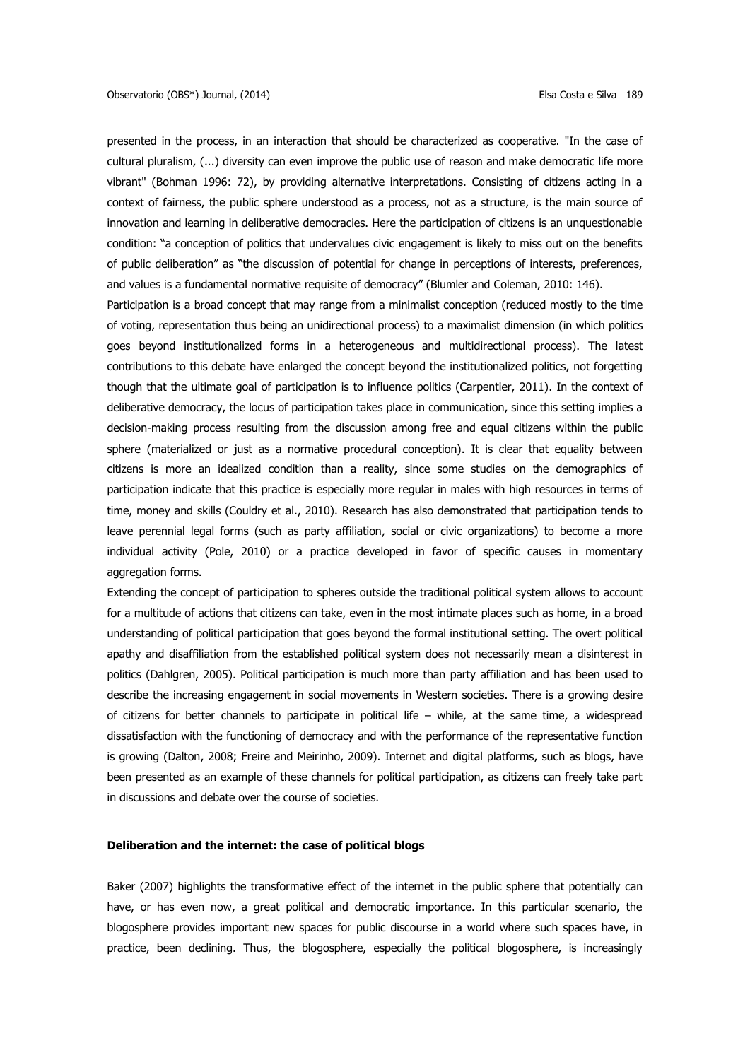presented in the process, in an interaction that should be characterized as cooperative. "In the case of cultural pluralism, (...) diversity can even improve the public use of reason and make democratic life more vibrant" (Bohman 1996: 72), by providing alternative interpretations. Consisting of citizens acting in a context of fairness, the public sphere understood as a process, not as a structure, is the main source of innovation and learning in deliberative democracies. Here the participation of citizens is an unquestionable condition: "a conception of politics that undervalues civic engagement is likely to miss out on the benefits of public deliberation" as "the discussion of potential for change in perceptions of interests, preferences, and values is a fundamental normative requisite of democracy" (Blumler and Coleman, 2010: 146).

Participation is a broad concept that may range from a minimalist conception (reduced mostly to the time of voting, representation thus being an unidirectional process) to a maximalist dimension (in which politics goes beyond institutionalized forms in a heterogeneous and multidirectional process). The latest contributions to this debate have enlarged the concept beyond the institutionalized politics, not forgetting though that the ultimate goal of participation is to influence politics (Carpentier, 2011). In the context of deliberative democracy, the locus of participation takes place in communication, since this setting implies a decision-making process resulting from the discussion among free and equal citizens within the public sphere (materialized or just as a normative procedural conception). It is clear that equality between citizens is more an idealized condition than a reality, since some studies on the demographics of participation indicate that this practice is especially more regular in males with high resources in terms of time, money and skills (Couldry et al., 2010). Research has also demonstrated that participation tends to leave perennial legal forms (such as party affiliation, social or civic organizations) to become a more individual activity (Pole, 2010) or a practice developed in favor of specific causes in momentary aggregation forms.

Extending the concept of participation to spheres outside the traditional political system allows to account for a multitude of actions that citizens can take, even in the most intimate places such as home, in a broad understanding of political participation that goes beyond the formal institutional setting. The overt political apathy and disaffiliation from the established political system does not necessarily mean a disinterest in politics (Dahlgren, 2005). Political participation is much more than party affiliation and has been used to describe the increasing engagement in social movements in Western societies. There is a growing desire of citizens for better channels to participate in political life – while, at the same time, a widespread dissatisfaction with the functioning of democracy and with the performance of the representative function is growing (Dalton, 2008; Freire and Meirinho, 2009). Internet and digital platforms, such as blogs, have been presented as an example of these channels for political participation, as citizens can freely take part in discussions and debate over the course of societies.

**Deliberation and the internet: the case of political blogs**

Baker (2007) highlights the transformative effect of the internet in the public sphere that potentially can have, or has even now, a great political and democratic importance. In this particular scenario, the blogosphere provides important new spaces for public discourse in a world where such spaces have, in practice, been declining. Thus, the blogosphere, especially the political blogosphere, is increasingly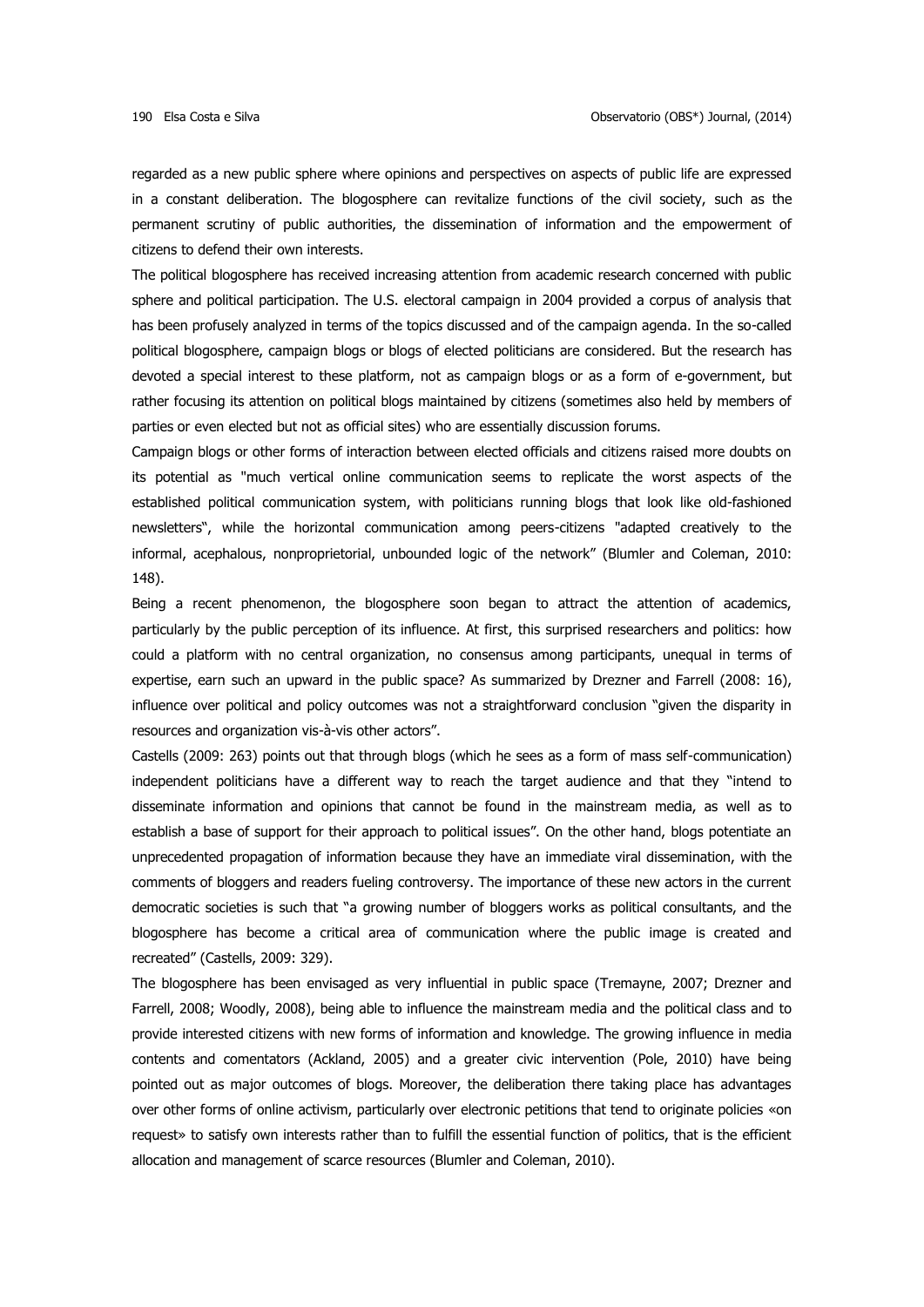regarded as a new public sphere where opinions and perspectives on aspects of public life are expressed in a constant deliberation. The blogosphere can revitalize functions of the civil society, such as the permanent scrutiny of public authorities, the dissemination of information and the empowerment of citizens to defend their own interests.

The political blogosphere has received increasing attention from academic research concerned with public sphere and political participation. The U.S. electoral campaign in 2004 provided a corpus of analysis that has been profusely analyzed in terms of the topics discussed and of the campaign agenda. In the so-called political blogosphere, campaign blogs or blogs of elected politicians are considered. But the research has devoted a special interest to these platform, not as campaign blogs or as a form of e-government, but rather focusing its attention on political blogs maintained by citizens (sometimes also held by members of parties or even elected but not as official sites) who are essentially discussion forums.

Campaign blogs or other forms of interaction between elected officials and citizens raised more doubts on its potential as "much vertical online communication seems to replicate the worst aspects of the established political communication system, with politicians running blogs that look like old-fashioned newsletters", while the horizontal communication among peers-citizens "adapted creatively to the informal, acephalous, nonproprietorial, unbounded logic of the network" (Blumler and Coleman, 2010: 148).

Being a recent phenomenon, the blogosphere soon began to attract the attention of academics, particularly by the public perception of its influence. At first, this surprised researchers and politics: how could a platform with no central organization, no consensus among participants, unequal in terms of expertise, earn such an upward in the public space? As summarized by Drezner and Farrell (2008: 16), influence over political and policy outcomes was not a straightforward conclusion "given the disparity in resources and organization vis-à-vis other actors".

Castells (2009: 263) points out that through blogs (which he sees as a form of mass self-communication) independent politicians have a different way to reach the target audience and that they "intend to disseminate information and opinions that cannot be found in the mainstream media, as well as to establish a base of support for their approach to political issues". On the other hand, blogs potentiate an unprecedented propagation of information because they have an immediate viral dissemination, with the comments of bloggers and readers fueling controversy. The importance of these new actors in the current democratic societies is such that "a growing number of bloggers works as political consultants, and the blogosphere has become a critical area of communication where the public image is created and recreated" (Castells, 2009: 329).

The blogosphere has been envisaged as very influential in public space (Tremayne, 2007; Drezner and Farrell, 2008; Woodly, 2008), being able to influence the mainstream media and the political class and to provide interested citizens with new forms of information and knowledge. The growing influence in media contents and comentators (Ackland, 2005) and a greater civic intervention (Pole, 2010) have being pointed out as major outcomes of blogs. Moreover, the deliberation there taking place has advantages over other forms of online activism, particularly over electronic petitions that tend to originate policies «on request» to satisfy own interests rather than to fulfill the essential function of politics, that is the efficient allocation and management of scarce resources (Blumler and Coleman, 2010).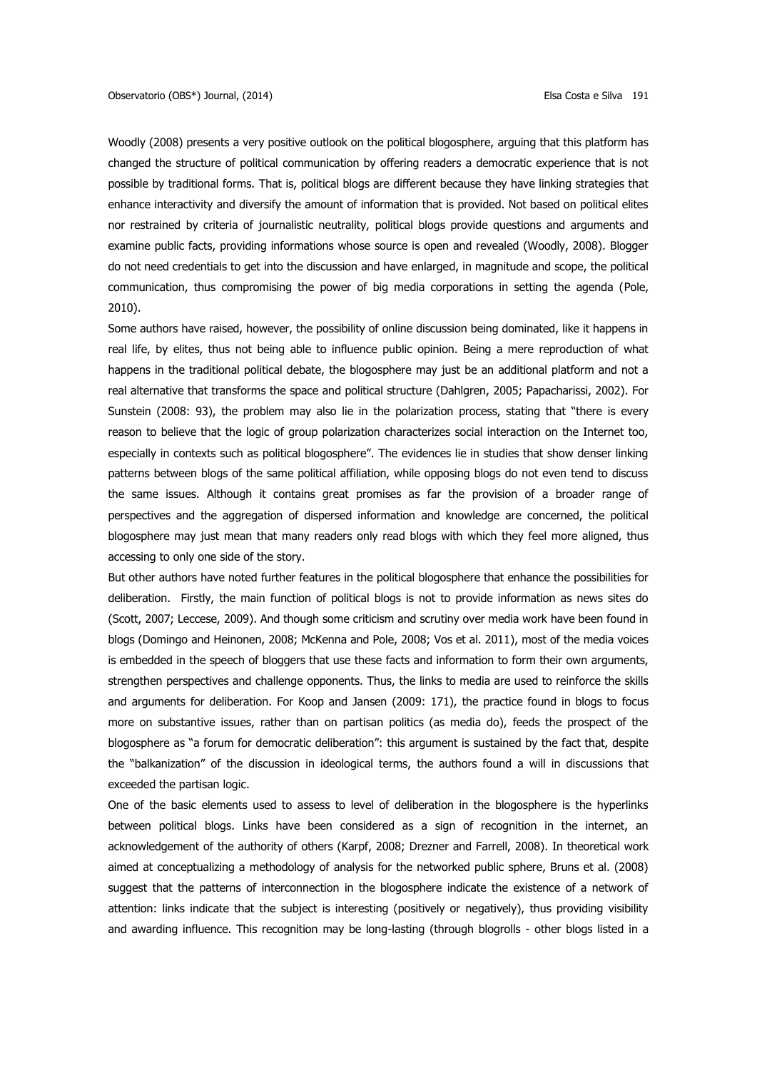Woodly (2008) presents a very positive outlook on the political blogosphere, arguing that this platform has changed the structure of political communication by offering readers a democratic experience that is not possible by traditional forms. That is, political blogs are different because they have linking strategies that enhance interactivity and diversify the amount of information that is provided. Not based on political elites nor restrained by criteria of journalistic neutrality, political blogs provide questions and arguments and examine public facts, providing informations whose source is open and revealed (Woodly, 2008). Blogger do not need credentials to get into the discussion and have enlarged, in magnitude and scope, the political communication, thus compromising the power of big media corporations in setting the agenda (Pole, 2010).

Some authors have raised, however, the possibility of online discussion being dominated, like it happens in real life, by elites, thus not being able to influence public opinion. Being a mere reproduction of what happens in the traditional political debate, the blogosphere may just be an additional platform and not a real alternative that transforms the space and political structure (Dahlgren, 2005; Papacharissi, 2002). For Sunstein (2008: 93), the problem may also lie in the polarization process, stating that "there is every reason to believe that the logic of group polarization characterizes social interaction on the Internet too, especially in contexts such as political blogosphere". The evidences lie in studies that show denser linking patterns between blogs of the same political affiliation, while opposing blogs do not even tend to discuss the same issues. Although it contains great promises as far the provision of a broader range of perspectives and the aggregation of dispersed information and knowledge are concerned, the political blogosphere may just mean that many readers only read blogs with which they feel more aligned, thus accessing to only one side of the story.

But other authors have noted further features in the political blogosphere that enhance the possibilities for deliberation. Firstly, the main function of political blogs is not to provide information as news sites do (Scott, 2007; Leccese, 2009). And though some criticism and scrutiny over media work have been found in blogs (Domingo and Heinonen, 2008; McKenna and Pole, 2008; Vos et al. 2011), most of the media voices is embedded in the speech of bloggers that use these facts and information to form their own arguments, strengthen perspectives and challenge opponents. Thus, the links to media are used to reinforce the skills and arguments for deliberation. For Koop and Jansen (2009: 171), the practice found in blogs to focus more on substantive issues, rather than on partisan politics (as media do), feeds the prospect of the blogosphere as "a forum for democratic deliberation": this argument is sustained by the fact that, despite the "balkanization" of the discussion in ideological terms, the authors found a will in discussions that exceeded the partisan logic.

One of the basic elements used to assess to level of deliberation in the blogosphere is the hyperlinks between political blogs. Links have been considered as a sign of recognition in the internet, an acknowledgement of the authority of others (Karpf, 2008; Drezner and Farrell, 2008). In theoretical work aimed at conceptualizing a methodology of analysis for the networked public sphere, Bruns et al. (2008) suggest that the patterns of interconnection in the blogosphere indicate the existence of a network of attention: links indicate that the subject is interesting (positively or negatively), thus providing visibility and awarding influence. This recognition may be long-lasting (through blogrolls - other blogs listed in a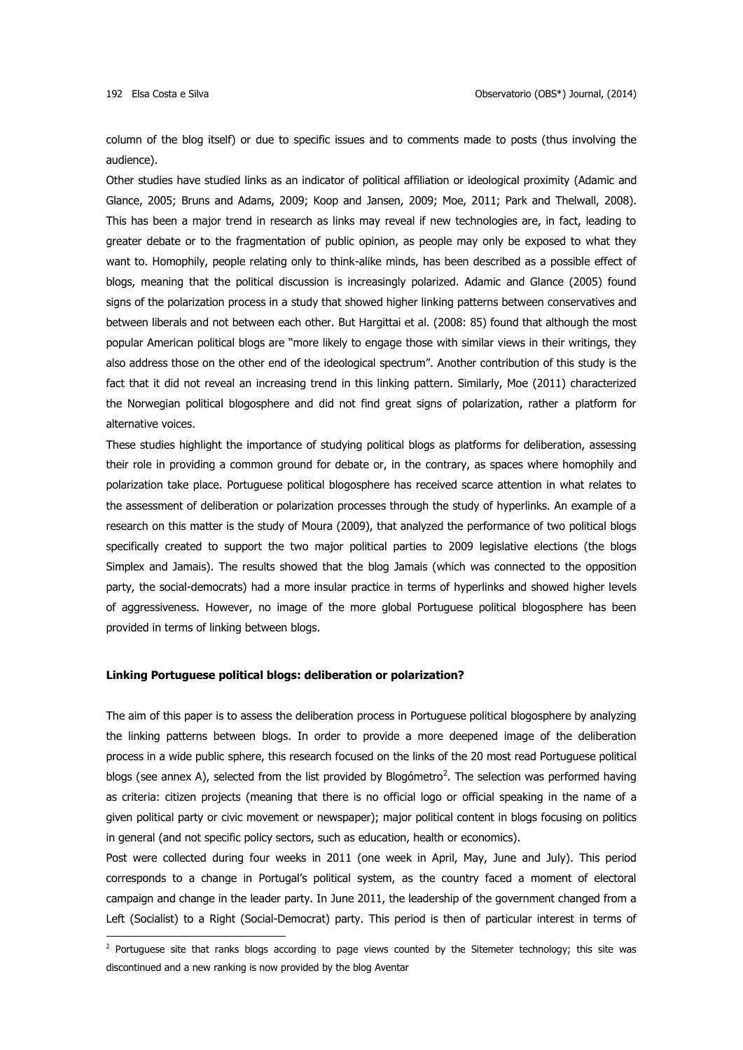column of the blog itself) or due to specific issues and to comments made to posts (thus involving the audience).

Other studies have studied links as an indicator of political affiliation or ideological proximity (Adamic and Glance, 2005; Bruns and Adams, 2009; Koop and Jansen, 2009; Moe, 2011; Park and Thelwall, 2008). This has been a major trend in research as links may reveal if new technologies are, in fact, leading to greater debate or to the fragmentation of public opinion, as people may only be exposed to what they want to. Homophily, people relating only to think-alike minds, has been described as a possible effect of blogs, meaning that the political discussion is increasingly polarized. Adamic and Glance (2005) found signs of the polarization process in a study that showed higher linking patterns between conservatives and between liberals and not between each other. But Hargittai et al. (2008: 85) found that although the most popular American political blogs are "more likely to engage those with similar views in their writings, they also address those on the other end of the ideological spectrum". Another contribution of this study is the fact that it did not reveal an increasing trend in this linking pattern. Similarly, Moe (2011) characterized the Norwegian political blogosphere and did not find great signs of polarization, rather a platform for alternative voices.

These studies highlight the importance of studying political blogs as platforms for deliberation, assessing their role in providing a common ground for debate or, in the contrary, as spaces where homophily and polarization take place. Portuguese political blogosphere has received scarce attention in what relates to the assessment of deliberation or polarization processes through the study of hyperlinks. An example of a research on this matter is the study of Moura (2009), that analyzed the performance of two political blogs specifically created to support the two major political parties to 2009 legislative elections (the blogs Simplex and Jamais). The results showed that the blog Jamais (which was connected to the opposition party, the social-democrats) had a more insular practice in terms of hyperlinks and showed higher levels of aggressiveness. However, no image of the more global Portuguese political blogosphere has been provided in terms of linking between blogs.

**Linking Portuguese political blogs: deliberation or polarization?**

The aim of this paper is to assess the deliberation process in Portuguese political blogosphere by analyzing the linking patterns between blogs. In order to provide a more deepened image of the deliberation process in a wide public sphere, this research focused on the links of the 20 most read Portuguese political blogs (see annex A), selected from the list provided by Blogómetro[2]. The selection was performed having as criteria: citizen projects (meaning that there is no official logo or official speaking in the name of a given political party or civic movement or newspaper); major political content in blogs focusing on politics in general (and not specific policy sectors, such as education, health or economics).

Post were collected during four weeks in 2011 (one week in April, May, June and July). This period corresponds to a change in Portugal's political system, as the country faced a moment of electoral campaign and change in the leader party. In June 2011, the leadership of the government changed from a Left (Socialist) to a Right (Social-Democrat) party. This period is then of particular interest in terms of

[2] Portuguese site that ranks blogs according to page views counted by the Sitemeter technology; this site was discontinued and a new ranking is now provided by the blog Aventar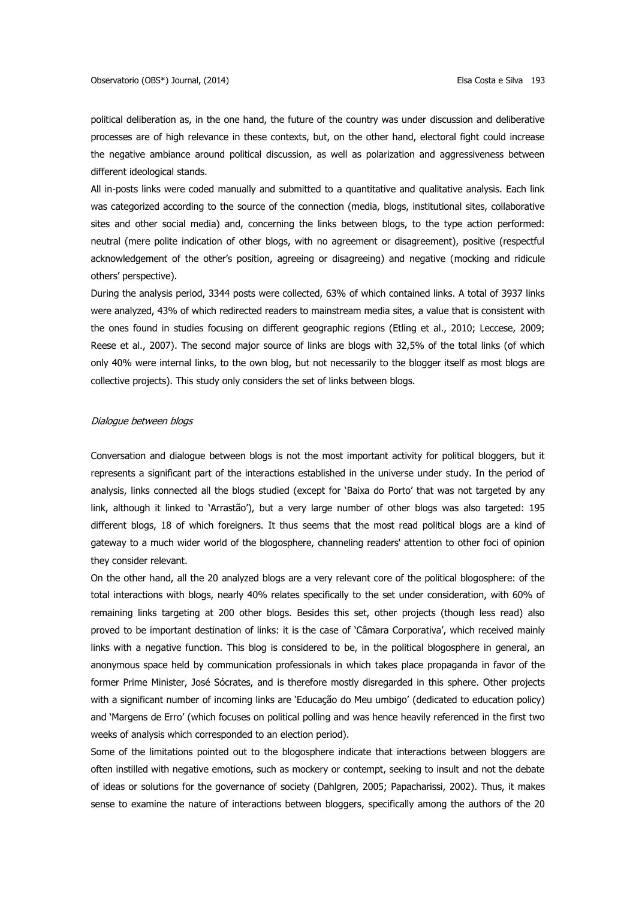political deliberation as, in the one hand, the future of the country was under discussion and deliberative processes are of high relevance in these contexts, but, on the other hand, electoral fight could increase the negative ambiance around political discussion, as well as polarization and aggressiveness between different ideological stands.

All in-posts links were coded manually and submitted to a quantitative and qualitative analysis. Each link was categorized according to the source of the connection (media, blogs, institutional sites, collaborative sites and other social media) and, concerning the links between blogs, to the type action performed: neutral (mere polite indication of other blogs, with no agreement or disagreement), positive (respectful acknowledgement of the other's position, agreeing or disagreeing) and negative (mocking and ridicule others' perspective).

During the analysis period, 3344 posts were collected, 63% of which contained links. A total of 3937 links were analyzed, 43% of which redirected readers to mainstream media sites, a value that is consistent with the ones found in studies focusing on different geographic regions (Etling et al., 2010; Leccese, 2009; Reese et al., 2007). The second major source of links are blogs with 32,5% of the total links (of which only 40% were internal links, to the own blog, but not necessarily to the blogger itself as most blogs are collective projects). This study only considers the set of links between blogs.

*Dialogue between blogs*

Conversation and dialogue between blogs is not the most important activity for political bloggers, but it represents a significant part of the interactions established in the universe under study. In the period of analysis, links connected all the blogs studied (except for 'Baixa do Porto' that was not targeted by any link, although it linked to 'Arrastão'), but a very large number of other blogs was also targeted: 195 different blogs, 18 of which foreigners. It thus seems that the most read political blogs are a kind of gateway to a much wider world of the blogosphere, channeling readers' attention to other foci of opinion they consider relevant.

On the other hand, all the 20 analyzed blogs are a very relevant core of the political blogosphere: of the total interactions with blogs, nearly 40% relates specifically to the set under consideration, with 60% of remaining links targeting at 200 other blogs. Besides this set, other projects (though less read) also proved to be important destination of links: it is the case of 'Câmara Corporativa', which received mainly links with a negative function. This blog is considered to be, in the political blogosphere in general, an anonymous space held by communication professionals in which takes place propaganda in favor of the former Prime Minister, José Sócrates, and is therefore mostly disregarded in this sphere. Other projects with a significant number of incoming links are 'Educação do Meu umbigo' (dedicated to education policy) and 'Margens de Erro' (which focuses on political polling and was hence heavily referenced in the first two weeks of analysis which corresponded to an election period).

Some of the limitations pointed out to the blogosphere indicate that interactions between bloggers are often instilled with negative emotions, such as mockery or contempt, seeking to insult and not the debate of ideas or solutions for the governance of society (Dahlgren, 2005; Papacharissi, 2002). Thus, it makes sense to examine the nature of interactions between bloggers, specifically among the authors of the 20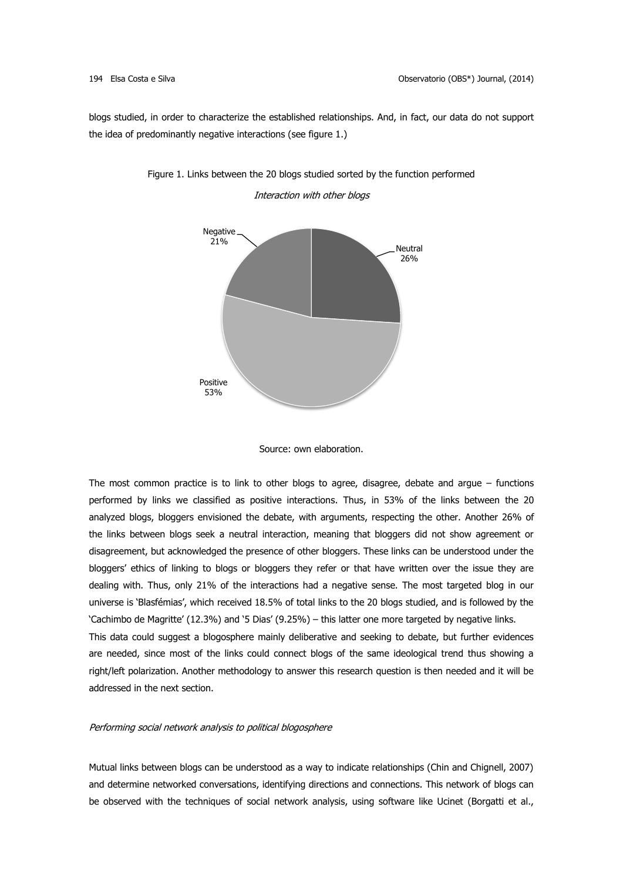blogs studied, in order to characterize the established relationships. And, in fact, our data do not support the idea of predominantly negative interactions (see figure 1.)

Figure 1. Links between the 20 blogs studied sorted by the function performed

*Interaction with other blogs*

Negative 21%

Neutral 26%

Positive 53%

Source: own elaboration.

The most common practice is to link to other blogs to agree, disagree, debate and argue – functions performed by links we classified as positive interactions. Thus, in 53% of the links between the 20 analyzed blogs, bloggers envisioned the debate, with arguments, respecting the other. Another 26% of the links between blogs seek a neutral interaction, meaning that bloggers did not show agreement or disagreement, but acknowledged the presence of other bloggers. These links can be understood under the bloggers' ethics of linking to blogs or bloggers they refer or that have written over the issue they are dealing with. Thus, only 21% of the interactions had a negative sense. The most targeted blog in our universe is 'Blasfémias', which received 18.5% of total links to the 20 blogs studied, and is followed by the 'Cachimbo de Magritte' (12.3%) and '5 Dias' (9.25%) – this latter one more targeted by negative links.

This data could suggest a blogosphere mainly deliberative and seeking to debate, but further evidences are needed, since most of the links could connect blogs of the same ideological trend thus showing a right/left polarization. Another methodology to answer this research question is then needed and it will be addressed in the next section.

*Performing social network analysis to political blogosphere*

Mutual links between blogs can be understood as a way to indicate relationships (Chin and Chignell, 2007) and determine networked conversations, identifying directions and connections. This network of blogs can be observed with the techniques of social network analysis, using software like Ucinet (Borgatti et al.,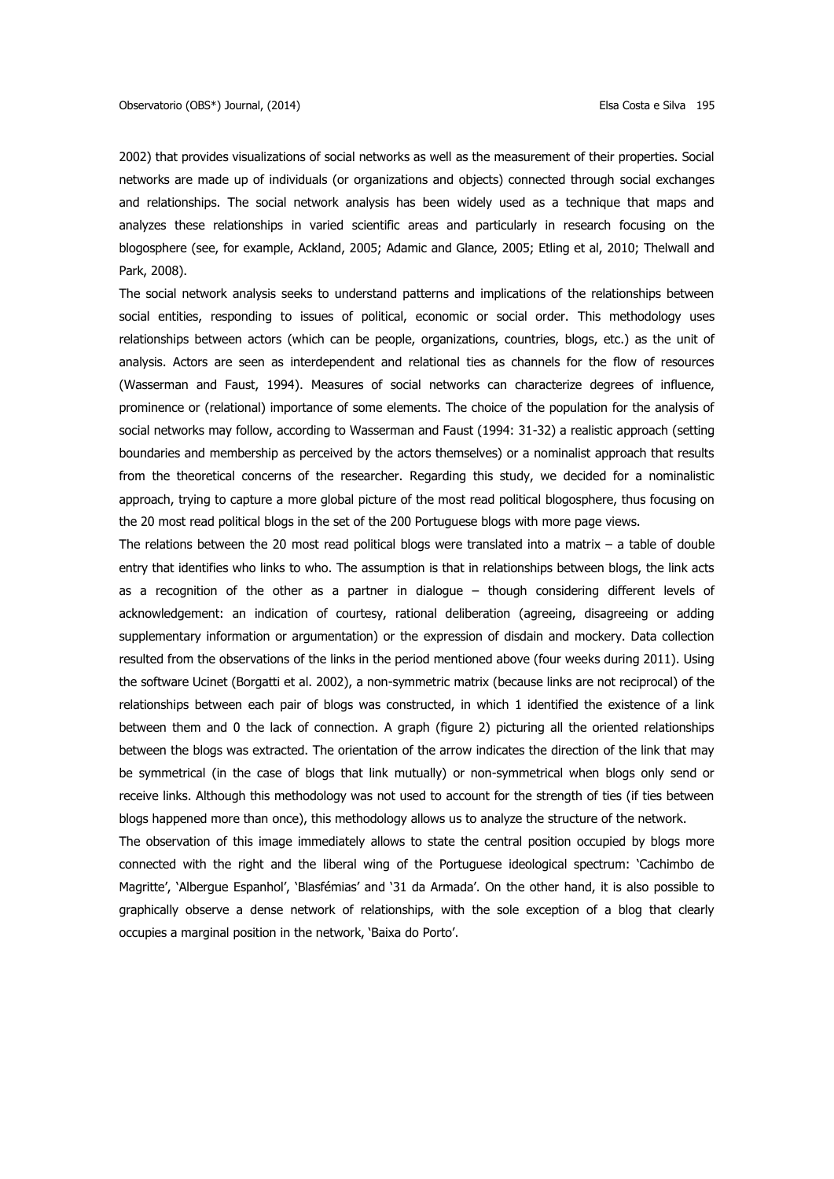2002) that provides visualizations of social networks as well as the measurement of their properties. Social networks are made up of individuals (or organizations and objects) connected through social exchanges and relationships. The social network analysis has been widely used as a technique that maps and analyzes these relationships in varied scientific areas and particularly in research focusing on the blogosphere (see, for example, Ackland, 2005; Adamic and Glance, 2005; Etling et al, 2010; Thelwall and Park, 2008).

The social network analysis seeks to understand patterns and implications of the relationships between social entities, responding to issues of political, economic or social order. This methodology uses relationships between actors (which can be people, organizations, countries, blogs, etc.) as the unit of analysis. Actors are seen as interdependent and relational ties as channels for the flow of resources (Wasserman and Faust, 1994). Measures of social networks can characterize degrees of influence, prominence or (relational) importance of some elements. The choice of the population for the analysis of social networks may follow, according to Wasserman and Faust (1994: 31-32) a realistic approach (setting boundaries and membership as perceived by the actors themselves) or a nominalist approach that results from the theoretical concerns of the researcher. Regarding this study, we decided for a nominalistic approach, trying to capture a more global picture of the most read political blogosphere, thus focusing on the 20 most read political blogs in the set of the 200 Portuguese blogs with more page views.

The relations between the 20 most read political blogs were translated into a matrix – a table of double entry that identifies who links to who. The assumption is that in relationships between blogs, the link acts as a recognition of the other as a partner in dialogue – though considering different levels of acknowledgement: an indication of courtesy, rational deliberation (agreeing, disagreeing or adding supplementary information or argumentation) or the expression of disdain and mockery. Data collection resulted from the observations of the links in the period mentioned above (four weeks during 2011). Using the software Ucinet (Borgatti et al. 2002), a non-symmetric matrix (because links are not reciprocal) of the relationships between each pair of blogs was constructed, in which 1 identified the existence of a link between them and 0 the lack of connection. A graph (figure 2) picturing all the oriented relationships between the blogs was extracted. The orientation of the arrow indicates the direction of the link that may be symmetrical (in the case of blogs that link mutually) or non-symmetrical when blogs only send or receive links. Although this methodology was not used to account for the strength of ties (if ties between blogs happened more than once), this methodology allows us to analyze the structure of the network.

The observation of this image immediately allows to state the central position occupied by blogs more connected with the right and the liberal wing of the Portuguese ideological spectrum: 'Cachimbo de Magritte', 'Albergue Espanhol', 'Blasfémias' and '31 da Armada'. On the other hand, it is also possible to graphically observe a dense network of relationships, with the sole exception of a blog that clearly occupies a marginal position in the network, 'Baixa do Porto'.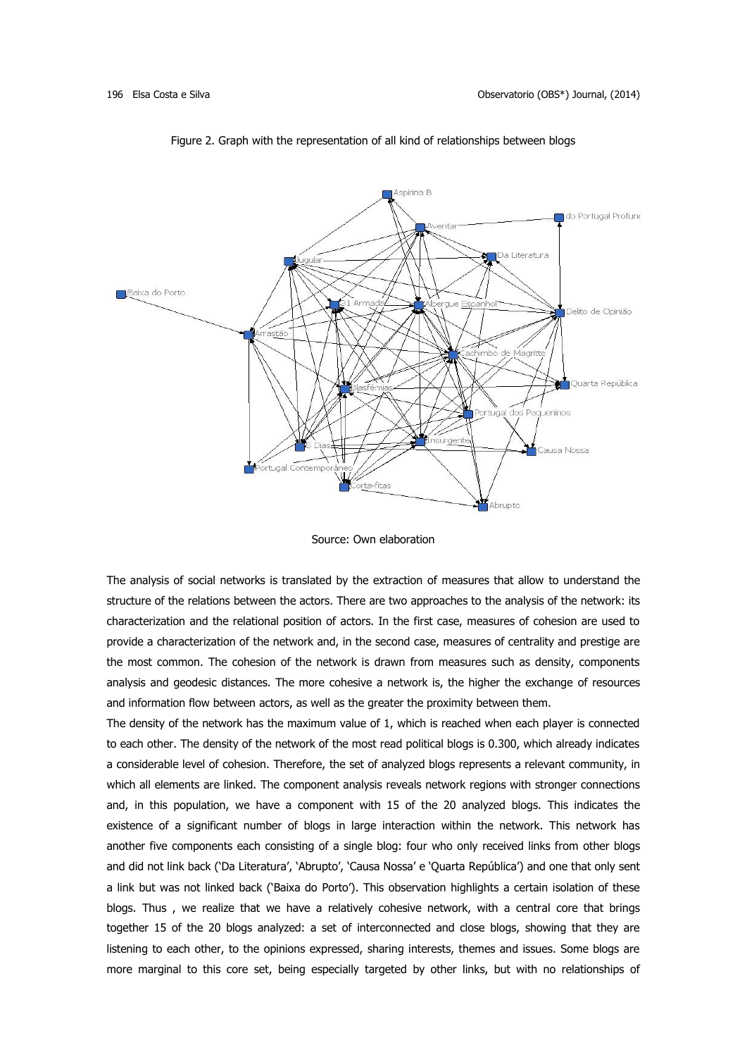Figure 2. Graph with the representation of all kind of relationships between blogs

Source: Own elaboration

The analysis of social networks is translated by the extraction of measures that allow to understand the structure of the relations between the actors. There are two approaches to the analysis of the network: its characterization and the relational position of actors. In the first case, measures of cohesion are used to provide a characterization of the network and, in the second case, measures of centrality and prestige are the most common. The cohesion of the network is drawn from measures such as density, components analysis and geodesic distances. The more cohesive a network is, the higher the exchange of resources and information flow between actors, as well as the greater the proximity between them.

The density of the network has the maximum value of 1, which is reached when each player is connected to each other. The density of the network of the most read political blogs is 0.300, which already indicates a considerable level of cohesion. Therefore, the set of analyzed blogs represents a relevant community, in which all elements are linked. The component analysis reveals network regions with stronger connections and, in this population, we have a component with 15 of the 20 analyzed blogs. This indicates the existence of a significant number of blogs in large interaction within the network. This network has another five components each consisting of a single blog: four who only received links from other blogs and did not link back ('Da Literatura', 'Abrupto', 'Causa Nossa' e 'Quarta República') and one that only sent a link but was not linked back ('Baixa do Porto'). This observation highlights a certain isolation of these blogs. Thus , we realize that we have a relatively cohesive network, with a central core that brings together 15 of the 20 blogs analyzed: a set of interconnected and close blogs, showing that they are listening to each other, to the opinions expressed, sharing interests, themes and issues. Some blogs are more marginal to this core set, being especially targeted by other links, but with no relationships of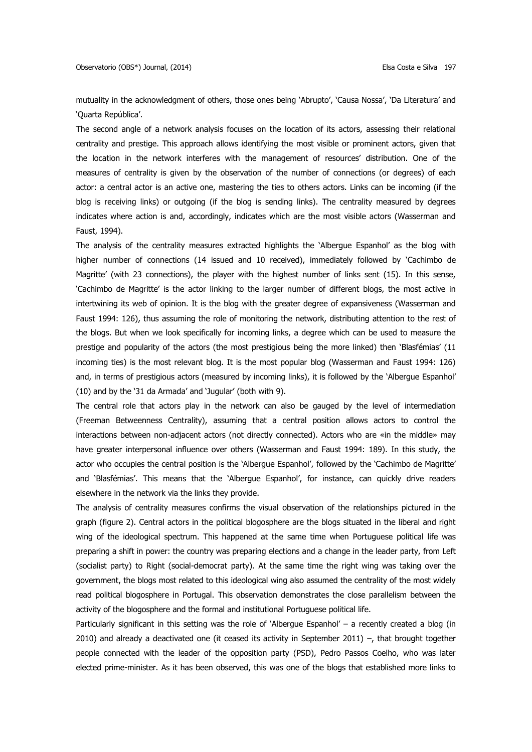mutuality in the acknowledgment of others, those ones being 'Abrupto', 'Causa Nossa', 'Da Literatura' and 'Quarta República'.

The second angle of a network analysis focuses on the location of its actors, assessing their relational centrality and prestige. This approach allows identifying the most visible or prominent actors, given that the location in the network interferes with the management of resources' distribution. One of the measures of centrality is given by the observation of the number of connections (or degrees) of each actor: a central actor is an active one, mastering the ties to others actors. Links can be incoming (if the blog is receiving links) or outgoing (if the blog is sending links). The centrality measured by degrees indicates where action is and, accordingly, indicates which are the most visible actors (Wasserman and Faust, 1994).

The analysis of the centrality measures extracted highlights the 'Albergue Espanhol' as the blog with higher number of connections (14 issued and 10 received), immediately followed by 'Cachimbo de Magritte' (with 23 connections), the player with the highest number of links sent (15). In this sense, 'Cachimbo de Magritte' is the actor linking to the larger number of different blogs, the most active in intertwining its web of opinion. It is the blog with the greater degree of expansiveness (Wasserman and Faust 1994: 126), thus assuming the role of monitoring the network, distributing attention to the rest of the blogs. But when we look specifically for incoming links, a degree which can be used to measure the prestige and popularity of the actors (the most prestigious being the more linked) then 'Blasfémias' (11 incoming ties) is the most relevant blog. It is the most popular blog (Wasserman and Faust 1994: 126) and, in terms of prestigious actors (measured by incoming links), it is followed by the 'Albergue Espanhol' (10) and by the '31 da Armada' and 'Jugular' (both with 9).

The central role that actors play in the network can also be gauged by the level of intermediation (Freeman Betweenness Centrality), assuming that a central position allows actors to control the interactions between non-adjacent actors (not directly connected). Actors who are «in the middle» may have greater interpersonal influence over others (Wasserman and Faust 1994: 189). In this study, the actor who occupies the central position is the 'Albergue Espanhol', followed by the 'Cachimbo de Magritte' and 'Blasfémias'. This means that the 'Albergue Espanhol', for instance, can quickly drive readers elsewhere in the network via the links they provide.

The analysis of centrality measures confirms the visual observation of the relationships pictured in the graph (figure 2). Central actors in the political blogosphere are the blogs situated in the liberal and right wing of the ideological spectrum. This happened at the same time when Portuguese political life was preparing a shift in power: the country was preparing elections and a change in the leader party, from Left (socialist party) to Right (social-democrat party). At the same time the right wing was taking over the government, the blogs most related to this ideological wing also assumed the centrality of the most widely read political blogosphere in Portugal. This observation demonstrates the close parallelism between the activity of the blogosphere and the formal and institutional Portuguese political life.

Particularly significant in this setting was the role of 'Albergue Espanhol' – a recently created a blog (in 2010) and already a deactivated one (it ceased its activity in September 2011) –, that brought together people connected with the leader of the opposition party (PSD), Pedro Passos Coelho, who was later elected prime-minister. As it has been observed, this was one of the blogs that established more links to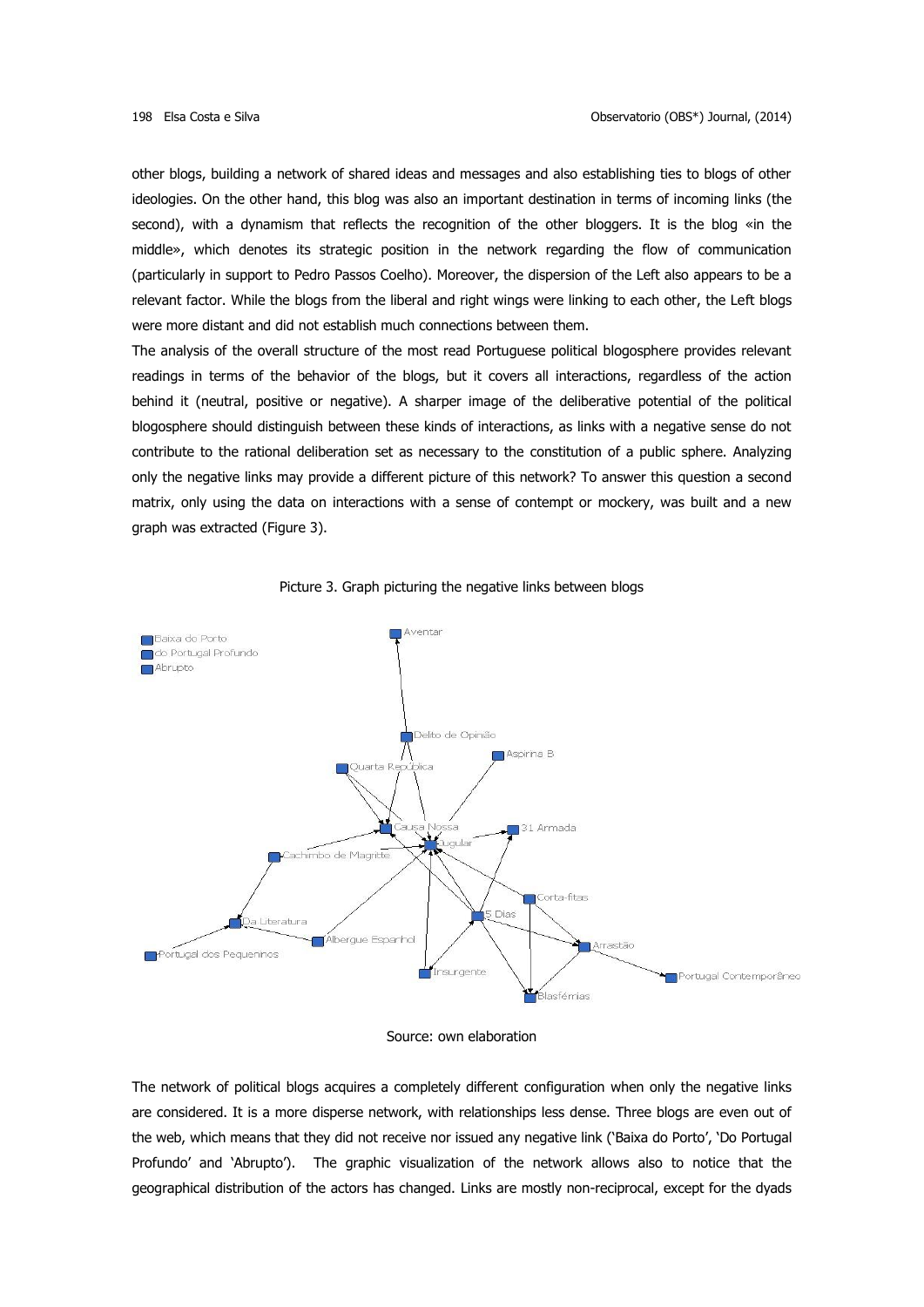other blogs, building a network of shared ideas and messages and also establishing ties to blogs of other ideologies. On the other hand, this blog was also an important destination in terms of incoming links (the second), with a dynamism that reflects the recognition of the other bloggers. It is the blog «in the middle», which denotes its strategic position in the network regarding the flow of communication (particularly in support to Pedro Passos Coelho). Moreover, the dispersion of the Left also appears to be a relevant factor. While the blogs from the liberal and right wings were linking to each other, the Left blogs were more distant and did not establish much connections between them.

The analysis of the overall structure of the most read Portuguese political blogosphere provides relevant readings in terms of the behavior of the blogs, but it covers all interactions, regardless of the action behind it (neutral, positive or negative). A sharper image of the deliberative potential of the political blogosphere should distinguish between these kinds of interactions, as links with a negative sense do not contribute to the rational deliberation set as necessary to the constitution of a public sphere. Analyzing only the negative links may provide a different picture of this network? To answer this question a second matrix, only using the data on interactions with a sense of contempt or mockery, was built and a new graph was extracted (Figure 3).

Picture 3. Graph picturing the negative links between blogs

Source: own elaboration

The network of political blogs acquires a completely different configuration when only the negative links are considered. It is a more disperse network, with relationships less dense. Three blogs are even out of the web, which means that they did not receive nor issued any negative link ('Baixa do Porto', 'Do Portugal Profundo' and 'Abrupto'). The graphic visualization of the network allows also to notice that the geographical distribution of the actors has changed. Links are mostly non-reciprocal, except for the dyads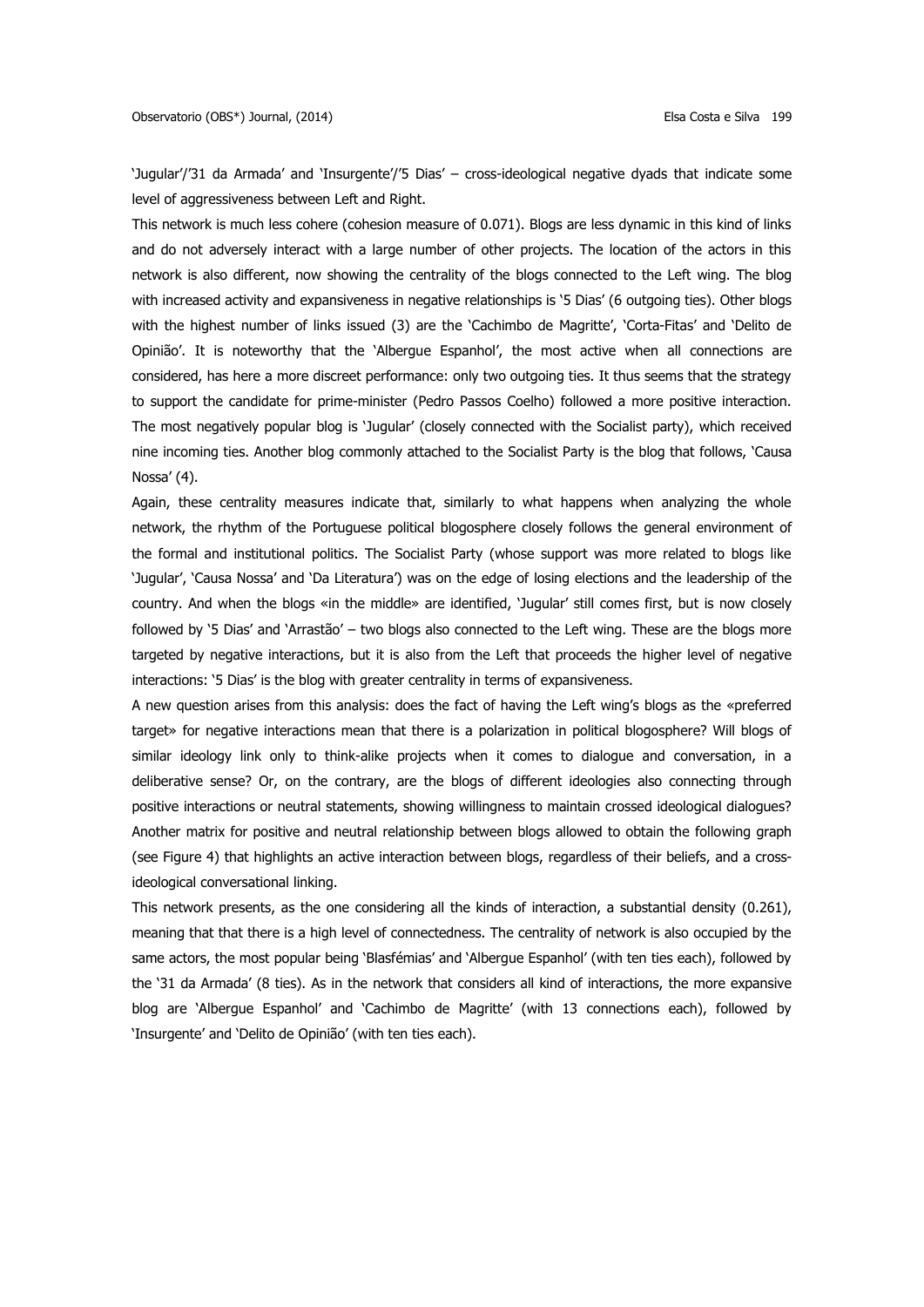'Jugular'/'31 da Armada' and 'Insurgente'/'5 Dias' – cross-ideological negative dyads that indicate some level of aggressiveness between Left and Right.

This network is much less cohere (cohesion measure of 0.071). Blogs are less dynamic in this kind of links and do not adversely interact with a large number of other projects. The location of the actors in this network is also different, now showing the centrality of the blogs connected to the Left wing. The blog with increased activity and expansiveness in negative relationships is '5 Dias' (6 outgoing ties). Other blogs with the highest number of links issued (3) are the 'Cachimbo de Magritte', 'Corta-Fitas' and 'Delito de Opinião'. It is noteworthy that the 'Albergue Espanhol', the most active when all connections are considered, has here a more discreet performance: only two outgoing ties. It thus seems that the strategy to support the candidate for prime-minister (Pedro Passos Coelho) followed a more positive interaction. The most negatively popular blog is 'Jugular' (closely connected with the Socialist party), which received nine incoming ties. Another blog commonly attached to the Socialist Party is the blog that follows, 'Causa Nossa' (4).

Again, these centrality measures indicate that, similarly to what happens when analyzing the whole network, the rhythm of the Portuguese political blogosphere closely follows the general environment of the formal and institutional politics. The Socialist Party (whose support was more related to blogs like 'Jugular', 'Causa Nossa' and 'Da Literatura') was on the edge of losing elections and the leadership of the country. And when the blogs «in the middle» are identified, 'Jugular' still comes first, but is now closely followed by '5 Dias' and 'Arrastão' – two blogs also connected to the Left wing. These are the blogs more targeted by negative interactions, but it is also from the Left that proceeds the higher level of negative interactions: '5 Dias' is the blog with greater centrality in terms of expansiveness.

A new question arises from this analysis: does the fact of having the Left wing's blogs as the «preferred target» for negative interactions mean that there is a polarization in political blogosphere? Will blogs of similar ideology link only to think-alike projects when it comes to dialogue and conversation, in a deliberative sense? Or, on the contrary, are the blogs of different ideologies also connecting through positive interactions or neutral statements, showing willingness to maintain crossed ideological dialogues? Another matrix for positive and neutral relationship between blogs allowed to obtain the following graph (see Figure 4) that highlights an active interaction between blogs, regardless of their beliefs, and a cross-ideological conversational linking.

This network presents, as the one considering all the kinds of interaction, a substantial density (0.261), meaning that that there is a high level of connectedness. The centrality of network is also occupied by the same actors, the most popular being 'Blasfémias' and 'Albergue Espanhol' (with ten ties each), followed by the '31 da Armada' (8 ties). As in the network that considers all kind of interactions, the more expansive blog are 'Albergue Espanhol' and 'Cachimbo de Magritte' (with 13 connections each), followed by 'Insurgente' and 'Delito de Opinião' (with ten ties each).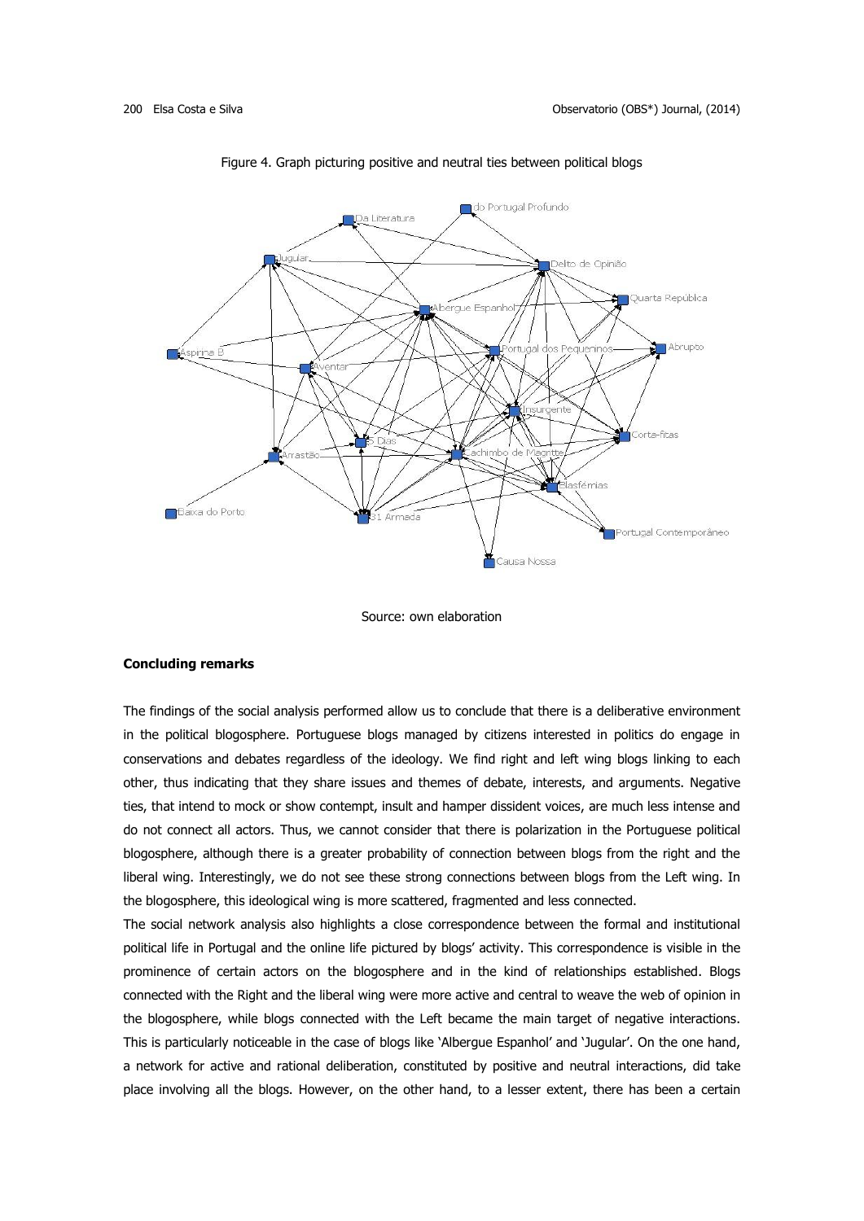Figure 4. Graph picturing positive and neutral ties between political blogs

Source: own elaboration

**Concluding remarks**

The findings of the social analysis performed allow us to conclude that there is a deliberative environment in the political blogosphere. Portuguese blogs managed by citizens interested in politics do engage in conservations and debates regardless of the ideology. We find right and left wing blogs linking to each other, thus indicating that they share issues and themes of debate, interests, and arguments. Negative ties, that intend to mock or show contempt, insult and hamper dissident voices, are much less intense and do not connect all actors. Thus, we cannot consider that there is polarization in the Portuguese political blogosphere, although there is a greater probability of connection between blogs from the right and the liberal wing. Interestingly, we do not see these strong connections between blogs from the Left wing. In the blogosphere, this ideological wing is more scattered, fragmented and less connected.

The social network analysis also highlights a close correspondence between the formal and institutional political life in Portugal and the online life pictured by blogs' activity. This correspondence is visible in the prominence of certain actors on the blogosphere and in the kind of relationships established. Blogs connected with the Right and the liberal wing were more active and central to weave the web of opinion in the blogosphere, while blogs connected with the Left became the main target of negative interactions. This is particularly noticeable in the case of blogs like 'Albergue Espanhol' and 'Jugular'. On the one hand, a network for active and rational deliberation, constituted by positive and neutral interactions, did take place involving all the blogs. However, on the other hand, to a lesser extent, there has been a certain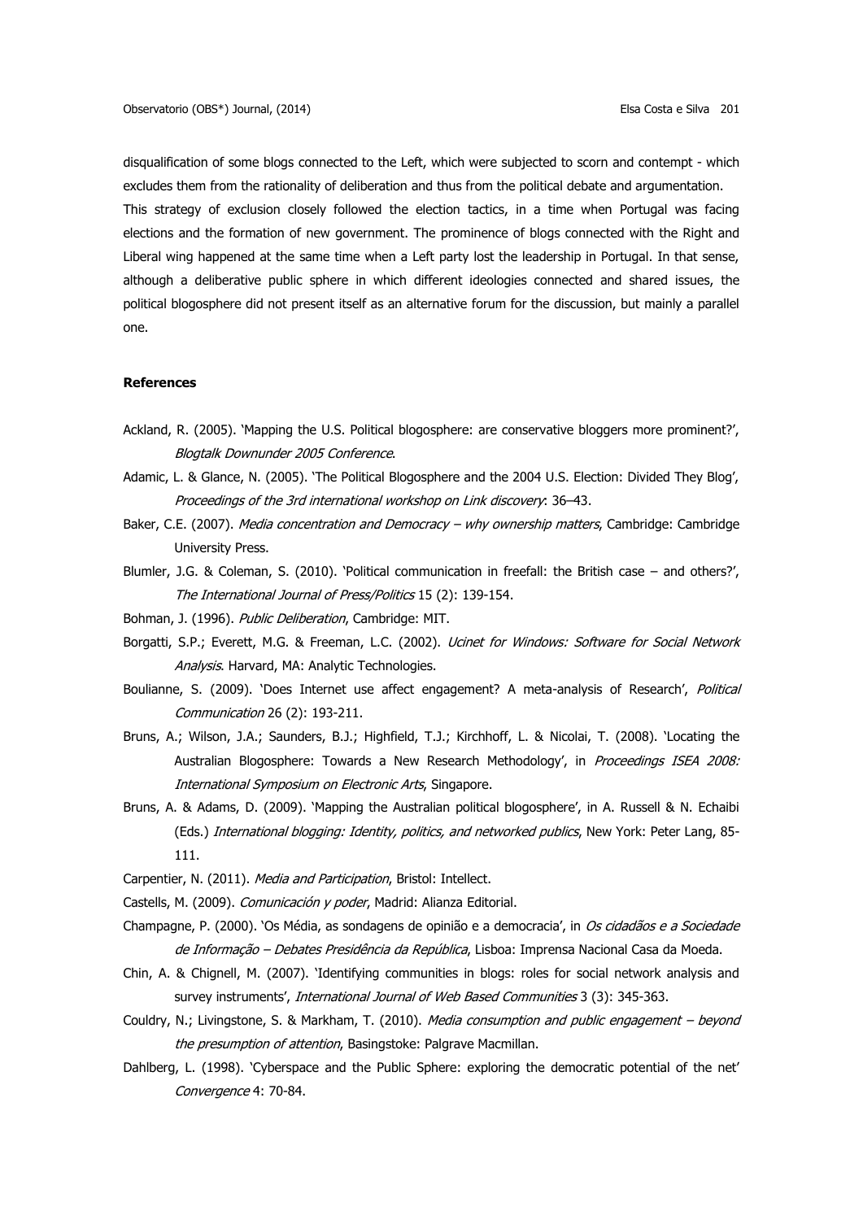disqualification of some blogs connected to the Left, which were subjected to scorn and contempt - which excludes them from the rationality of deliberation and thus from the political debate and argumentation. This strategy of exclusion closely followed the election tactics, in a time when Portugal was facing elections and the formation of new government. The prominence of blogs connected with the Right and Liberal wing happened at the same time when a Left party lost the leadership in Portugal. In that sense, although a deliberative public sphere in which different ideologies connected and shared issues, the political blogosphere did not present itself as an alternative forum for the discussion, but mainly a parallel one.

### References

Ackland, R. (2005). 'Mapping the U.S. Political blogosphere: are conservative bloggers more prominent?', *Blogtalk Downunder 2005 Conference*.

Adamic, L. & Glance, N. (2005). 'The Political Blogosphere and the 2004 U.S. Election: Divided They Blog', *Proceedings of the 3rd international workshop on Link discovery*: 36–43.

Baker, C.E. (2007). *Media concentration and Democracy – why ownership matters*, Cambridge: Cambridge University Press.

Blumler, J.G. & Coleman, S. (2010). 'Political communication in freefall: the British case – and others?', *The International Journal of Press/Politics* 15 (2): 139-154.

Bohman, J. (1996). *Public Deliberation*, Cambridge: MIT.

Borgatti, S.P.; Everett, M.G. & Freeman, L.C. (2002). *Ucinet for Windows: Software for Social Network Analysis*. Harvard, MA: Analytic Technologies.

Boulianne, S. (2009). 'Does Internet use affect engagement? A meta-analysis of Research', *Political Communication* 26 (2): 193-211.

Bruns, A.; Wilson, J.A.; Saunders, B.J.; Highfield, T.J.; Kirchhoff, L. & Nicolai, T. (2008). 'Locating the Australian Blogosphere: Towards a New Research Methodology', in *Proceedings ISEA 2008: International Symposium on Electronic Arts*, Singapore.

Bruns, A. & Adams, D. (2009). 'Mapping the Australian political blogosphere', in A. Russell & N. Echaibi (Eds.) *International blogging: Identity, politics, and networked publics*, New York: Peter Lang, 85-111.

Carpentier, N. (2011). *Media and Participation*, Bristol: Intellect.

Castells, M. (2009). *Comunicación y poder*, Madrid: Alianza Editorial.

Champagne, P. (2000). 'Os Média, as sondagens de opinião e a democracia', in *Os cidadãos e a Sociedade de Informação – Debates Presidência da República*, Lisboa: Imprensa Nacional Casa da Moeda.

Chin, A. & Chignell, M. (2007). 'Identifying communities in blogs: roles for social network analysis and survey instruments', *International Journal of Web Based Communities* 3 (3): 345-363.

Couldry, N.; Livingstone, S. & Markham, T. (2010). *Media consumption and public engagement – beyond the presumption of attention*, Basingstoke: Palgrave Macmillan.

Dahlberg, L. (1998). 'Cyberspace and the Public Sphere: exploring the democratic potential of the net' *Convergence* 4: 70-84.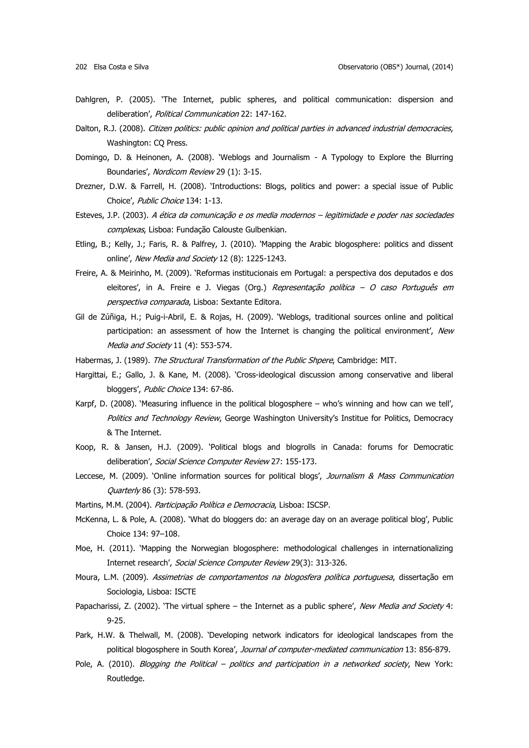Dahlgren, P. (2005). 'The Internet, public spheres, and political communication: dispersion and deliberation', *Political Communication* 22: 147-162.

Dalton, R.J. (2008). *Citizen politics: public opinion and political parties in advanced industrial democracies*, Washington: CQ Press.

Domingo, D. & Heinonen, A. (2008). 'Weblogs and Journalism - A Typology to Explore the Blurring Boundaries', *Nordicom Review* 29 (1): 3-15.

Drezner, D.W. & Farrell, H. (2008). 'Introductions: Blogs, politics and power: a special issue of Public Choice', *Public Choice* 134: 1-13.

Esteves, J.P. (2003). *A ética da comunicação e os media modernos – legitimidade e poder nas sociedades complexas*, Lisboa: Fundação Calouste Gulbenkian.

Etling, B.; Kelly, J.; Faris, R. & Palfrey, J. (2010). 'Mapping the Arabic blogosphere: politics and dissent online', *New Media and Society* 12 (8): 1225-1243.

Freire, A. & Meirinho, M. (2009). 'Reformas institucionais em Portugal: a perspectiva dos deputados e dos eleitores', in A. Freire e J. Viegas (Org.) *Representação política – O caso Português em perspectiva comparada*, Lisboa: Sextante Editora.

Gil de Zúñiga, H.; Puig-i-Abril, E. & Rojas, H. (2009). 'Weblogs, traditional sources online and political participation: an assessment of how the Internet is changing the political environment', *New Media and Society* 11 (4): 553-574.

Habermas, J. (1989). *The Structural Transformation of the Public Shpere*, Cambridge: MIT.

Hargittai, E.; Gallo, J. & Kane, M. (2008). 'Cross-ideological discussion among conservative and liberal bloggers', *Public Choice* 134: 67-86.

Karpf, D. (2008). 'Measuring influence in the political blogosphere – who's winning and how can we tell', *Politics and Technology Review*, George Washington University's Institue for Politics, Democracy & The Internet.

Koop, R. & Jansen, H.J. (2009). 'Political blogs and blogrolls in Canada: forums for Democratic deliberation', *Social Science Computer Review* 27: 155-173.

Leccese, M. (2009). 'Online information sources for political blogs', *Journalism & Mass Communication Quarterly* 86 (3): 578-593.

Martins, M.M. (2004). *Participação Política e Democracia*, Lisboa: ISCSP.

McKenna, L. & Pole, A. (2008). 'What do bloggers do: an average day on an average political blog', Public Choice 134: 97–108.

Moe, H. (2011). 'Mapping the Norwegian blogosphere: methodological challenges in internationalizing Internet research', *Social Science Computer Review* 29(3): 313-326.

Moura, L.M. (2009). *Assimetrias de comportamentos na blogosfera política portuguesa*, dissertação em Sociologia, Lisboa: ISCTE

Papacharissi, Z. (2002). 'The virtual sphere – the Internet as a public sphere', *New Media and Society* 4: 9-25.

Park, H.W. & Thelwall, M. (2008). 'Developing network indicators for ideological landscapes from the political blogosphere in South Korea', *Journal of computer-mediated communication* 13: 856-879.

Pole, A. (2010). *Blogging the Political – politics and participation in a networked society*, New York: Routledge.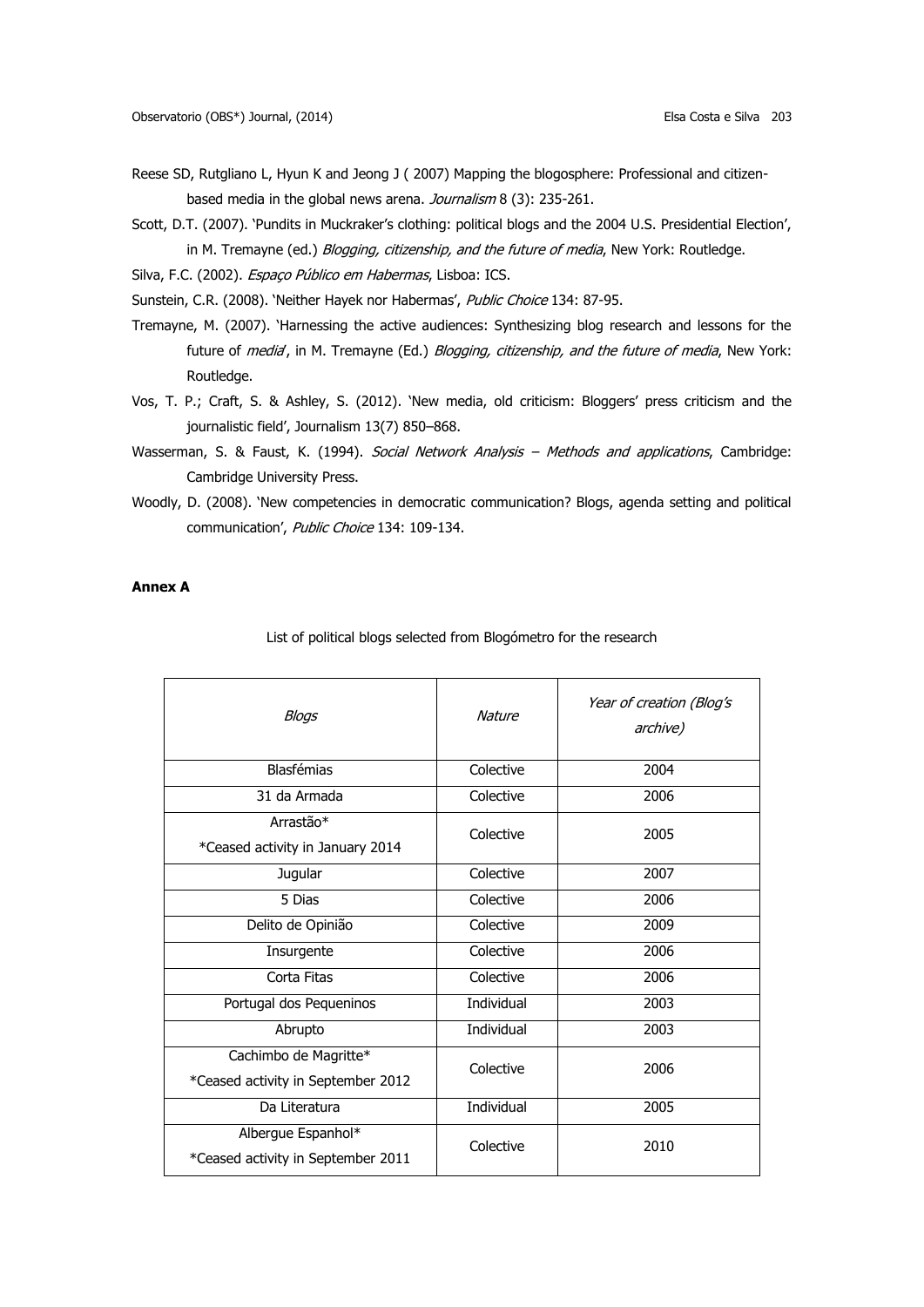Reese SD, Rutgliano L, Hyun K and Jeong J ( 2007) Mapping the blogosphere: Professional and citizen-based media in the global news arena. *Journalism* 8 (3): 235-261.

Scott, D.T. (2007). 'Pundits in Muckraker's clothing: political blogs and the 2004 U.S. Presidential Election', in M. Tremayne (ed.) *Blogging, citizenship, and the future of media*, New York: Routledge.

Silva, F.C. (2002). *Espaço Público em Habermas*, Lisboa: ICS.

Sunstein, C.R. (2008). 'Neither Hayek nor Habermas', *Public Choice* 134: 87-95.

Tremayne, M. (2007). 'Harnessing the active audiences: Synthesizing blog research and lessons for the future of *media*', in M. Tremayne (Ed.) *Blogging, citizenship, and the future of media*, New York: Routledge.

Vos, T. P.; Craft, S. & Ashley, S. (2012). 'New media, old criticism: Bloggers' press criticism and the journalistic field', Journalism 13(7) 850–868.

Wasserman, S. & Faust, K. (1994). *Social Network Analysis – Methods and applications*, Cambridge: Cambridge University Press.

Woodly, D. (2008). 'New competencies in democratic communication? Blogs, agenda setting and political communication', *Public Choice* 134: 109-134.

**Annex A**

List of political blogs selected from Blogómetro for the research

| *Blogs* | *Nature* | *Year of creation (Blog's archive)* |
|---|---|---|
| Blasfémias | Colective | 2004 |
| 31 da Armada | Colective | 2006 |
| Arrastão* <br>*Ceased activity in January 2014 | Colective | 2005 |
| Jugular | Colective | 2007 |
| 5 Dias | Colective | 2006 |
| Delito de Opinião | Colective | 2009 |
| Insurgente | Colective | 2006 |
| Corta Fitas | Colective | 2006 |
| Portugal dos Pequeninos | Individual | 2003 |
| Abrupto | Individual | 2003 |
| Cachimbo de Magritte* <br>*Ceased activity in September 2012 | Colective | 2006 |
| Da Literatura | Individual | 2005 |
| Albergue Espanhol* <br>*Ceased activity in September 2011 | Colective | 2010 |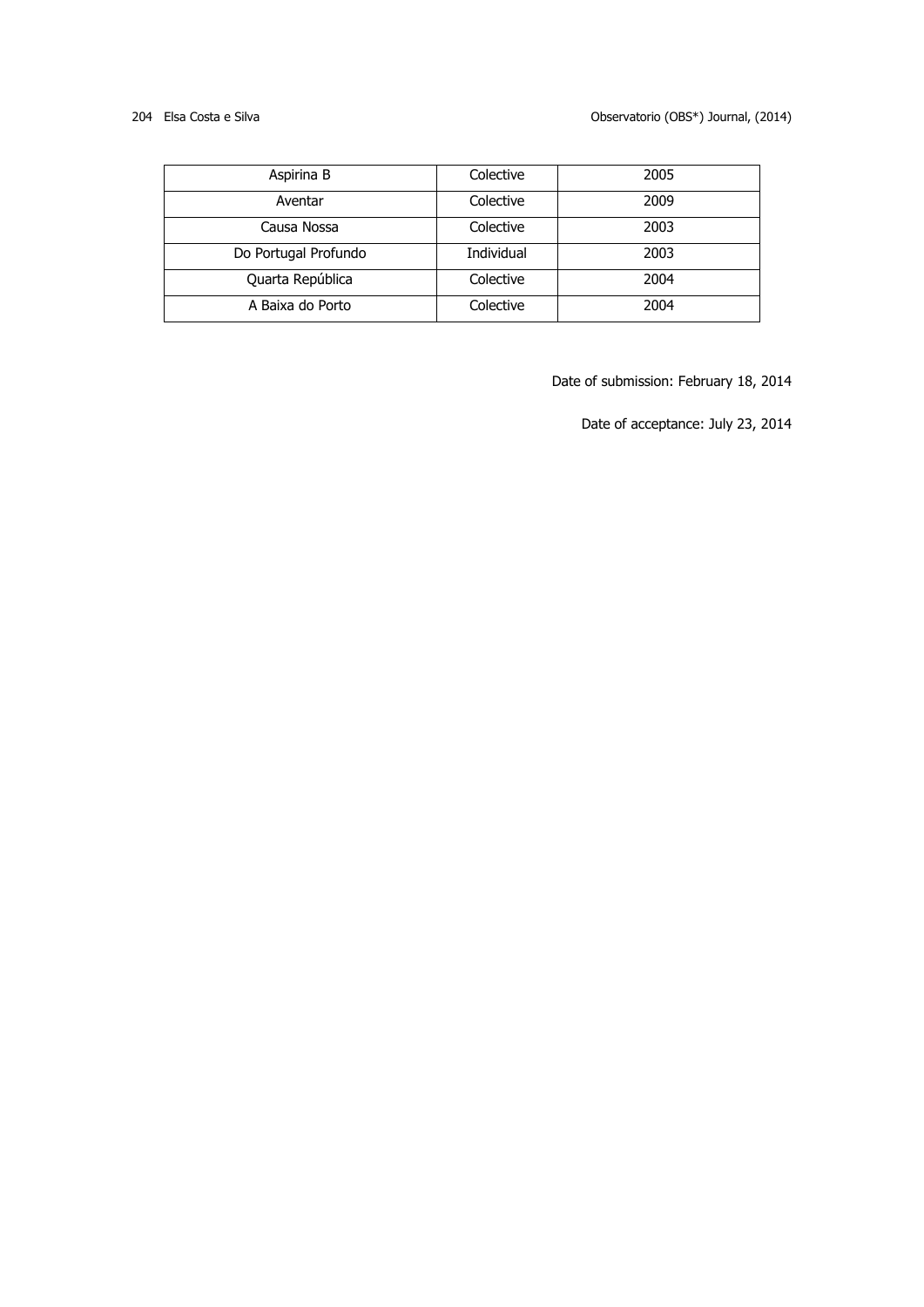| | | |
|---|---|---|
| Aspirina B | Colective | 2005 |
| Aventar | Colective | 2009 |
| Causa Nossa | Colective | 2003 |
| Do Portugal Profundo | Individual | 2003 |
| Quarta República | Colective | 2004 |
| A Baixa do Porto | Colective | 2004 |

Date of submission: February 18, 2014

Date of acceptance: July 23, 2014